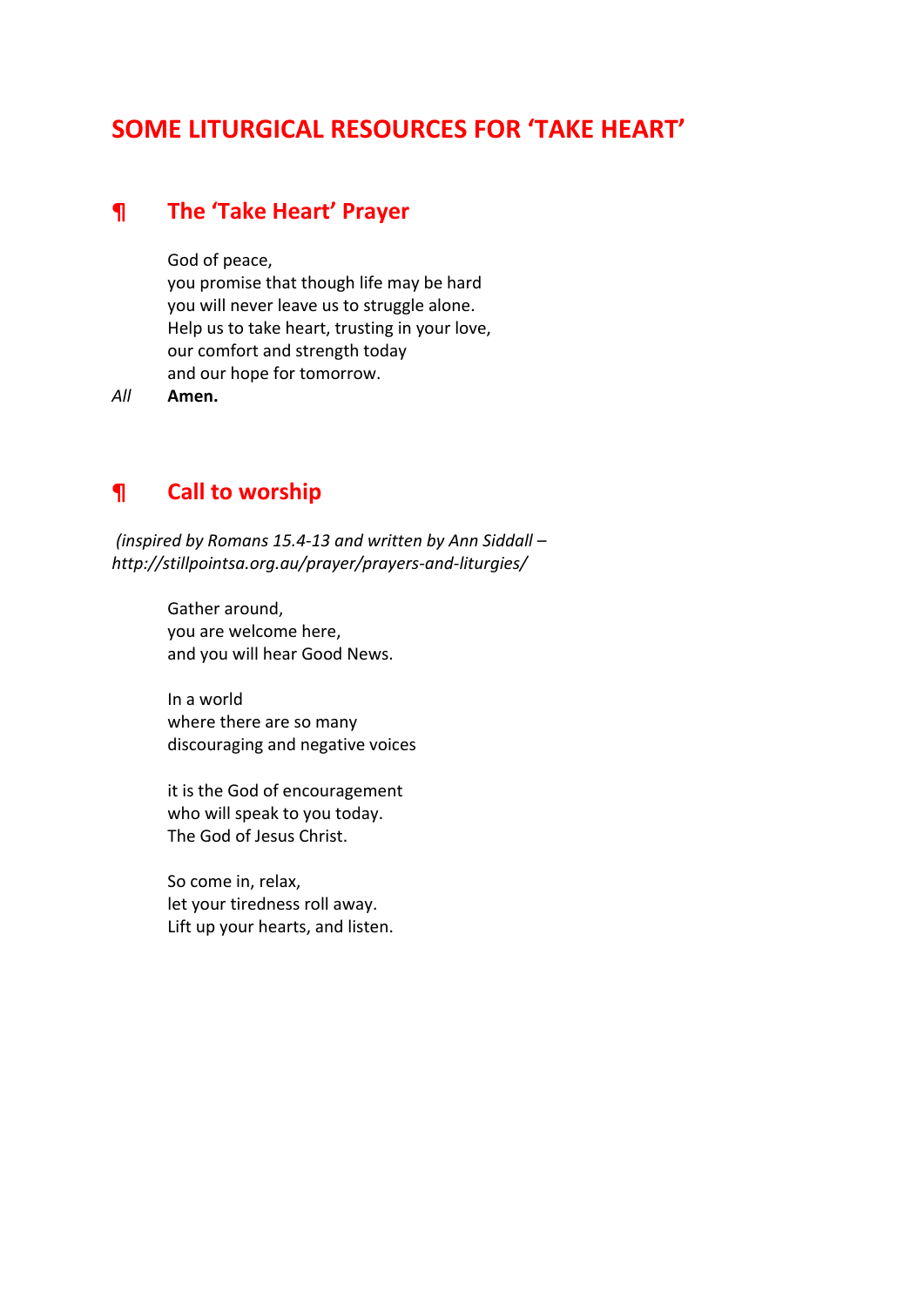# SOME LITURGICAL RESOURCES FOR 'TAKE HEART'

## ¶ The 'Take Heart' Prayer

God of peace,
you promise that though life may be hard
you will never leave us to struggle alone.
Help us to take heart, trusting in your love,
our comfort and strength today
and our hope for tomorrow.

*All* **Amen.**

## ¶ Call to worship

*(inspired by Romans 15.4-13 and written by Ann Siddall – http://stillpointsa.org.au/prayer/prayers-and-liturgies/*

Gather around,
you are welcome here,
and you will hear Good News.

In a world
where there are so many
discouraging and negative voices

it is the God of encouragement
who will speak to you today.
The God of Jesus Christ.

So come in, relax,
let your tiredness roll away.
Lift up your hearts, and listen.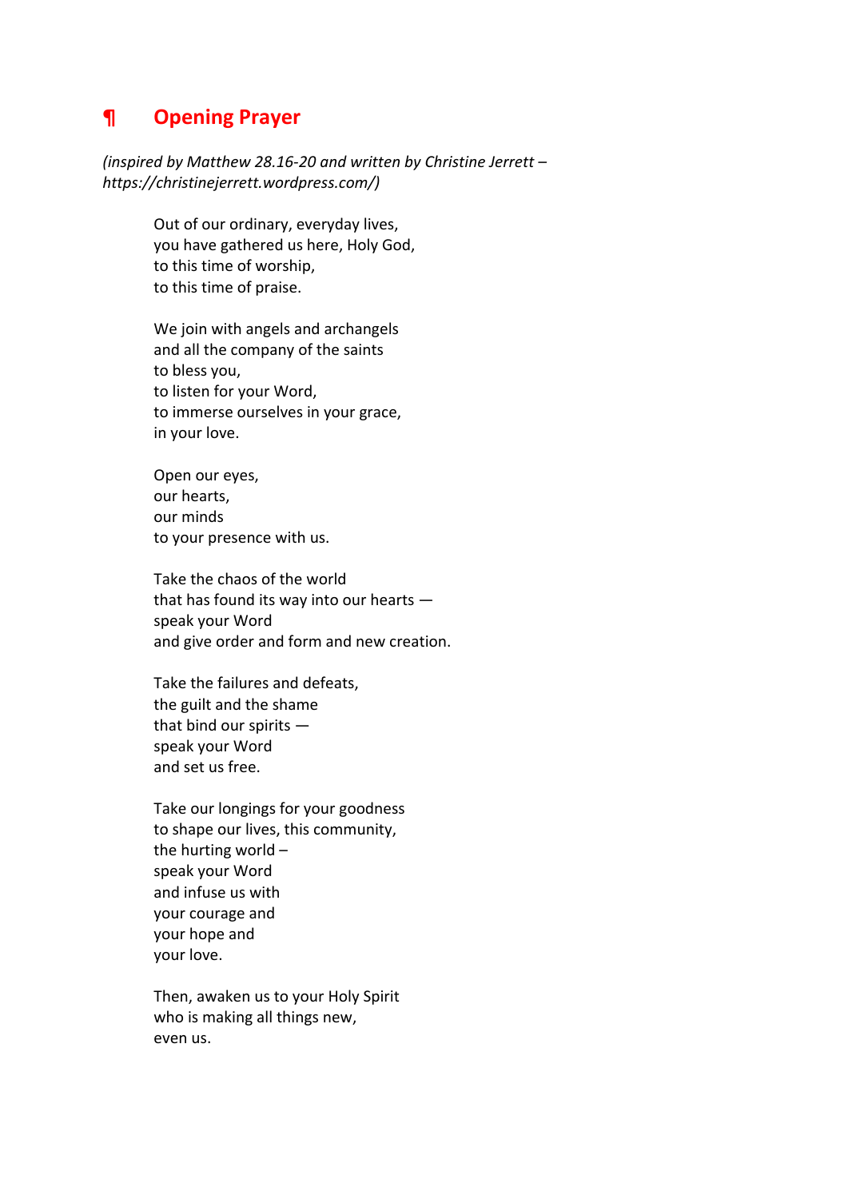## ¶ Opening Prayer

*(inspired by Matthew 28.16-20 and written by Christine Jerrett – https://christinejerrett.wordpress.com/)*

Out of our ordinary, everyday lives,  
you have gathered us here, Holy God,  
to this time of worship,  
to this time of praise.

We join with angels and archangels  
and all the company of the saints  
to bless you,  
to listen for your Word,  
to immerse ourselves in your grace,  
in your love.

Open our eyes,  
our hearts,  
our minds  
to your presence with us.

Take the chaos of the world  
that has found its way into our hearts —  
speak your Word  
and give order and form and new creation.

Take the failures and defeats,  
the guilt and the shame  
that bind our spirits —  
speak your Word  
and set us free.

Take our longings for your goodness  
to shape our lives, this community,  
the hurting world –  
speak your Word  
and infuse us with  
your courage and  
your hope and  
your love.

Then, awaken us to your Holy Spirit  
who is making all things new,  
even us.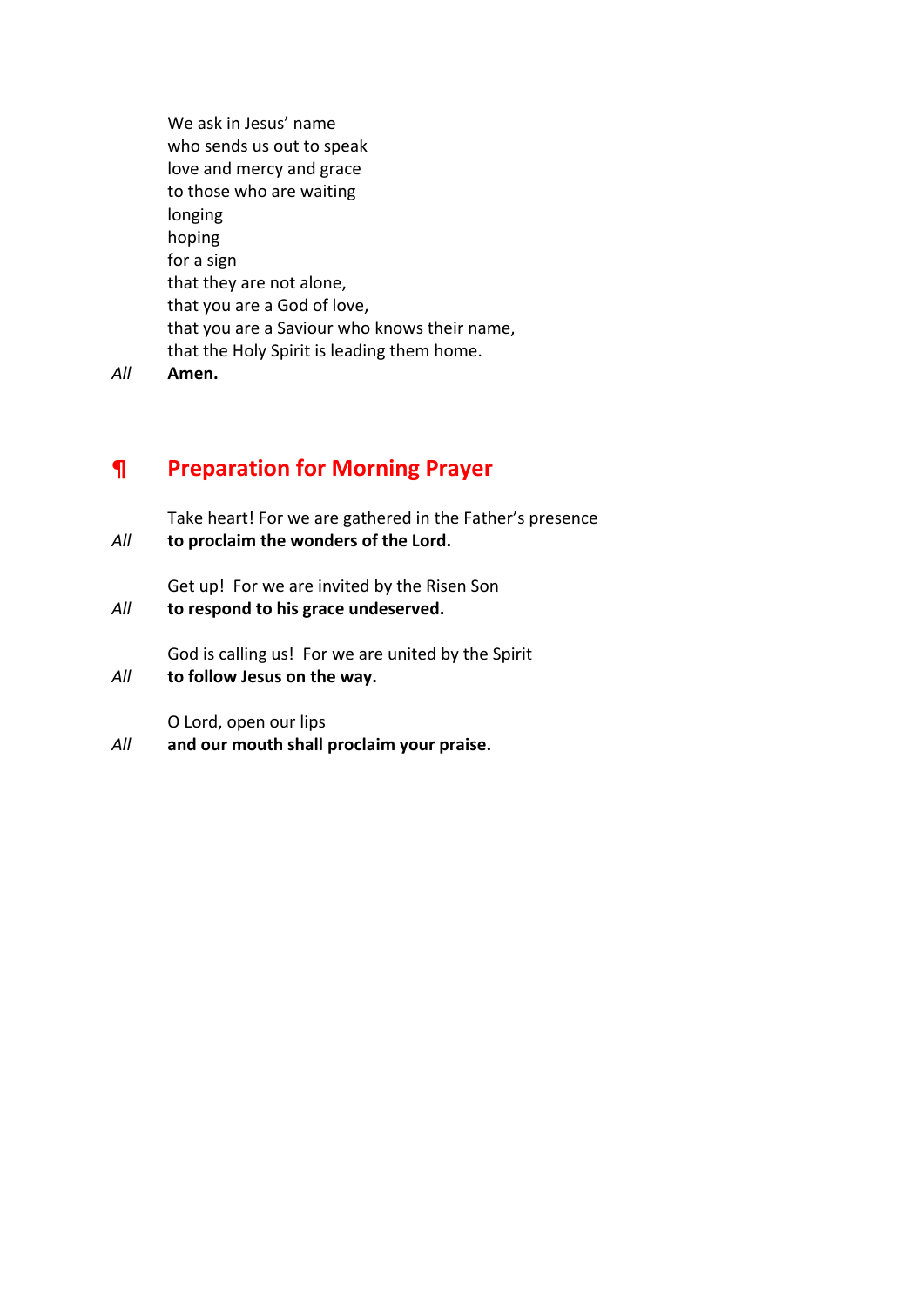We ask in Jesus' name
who sends us out to speak
love and mercy and grace
to those who are waiting
longing
hoping
for a sign
that they are not alone,
that you are a God of love,
that you are a Saviour who knows their name,
that the Holy Spirit is leading them home.

*All* **Amen.**

## ¶ Preparation for Morning Prayer

Take heart! For we are gathered in the Father's presence

*All* **to proclaim the wonders of the Lord.**

Get up! For we are invited by the Risen Son

*All* **to respond to his grace undeserved.**

God is calling us! For we are united by the Spirit

*All* **to follow Jesus on the way.**

O Lord, open our lips

*All* **and our mouth shall proclaim your praise.**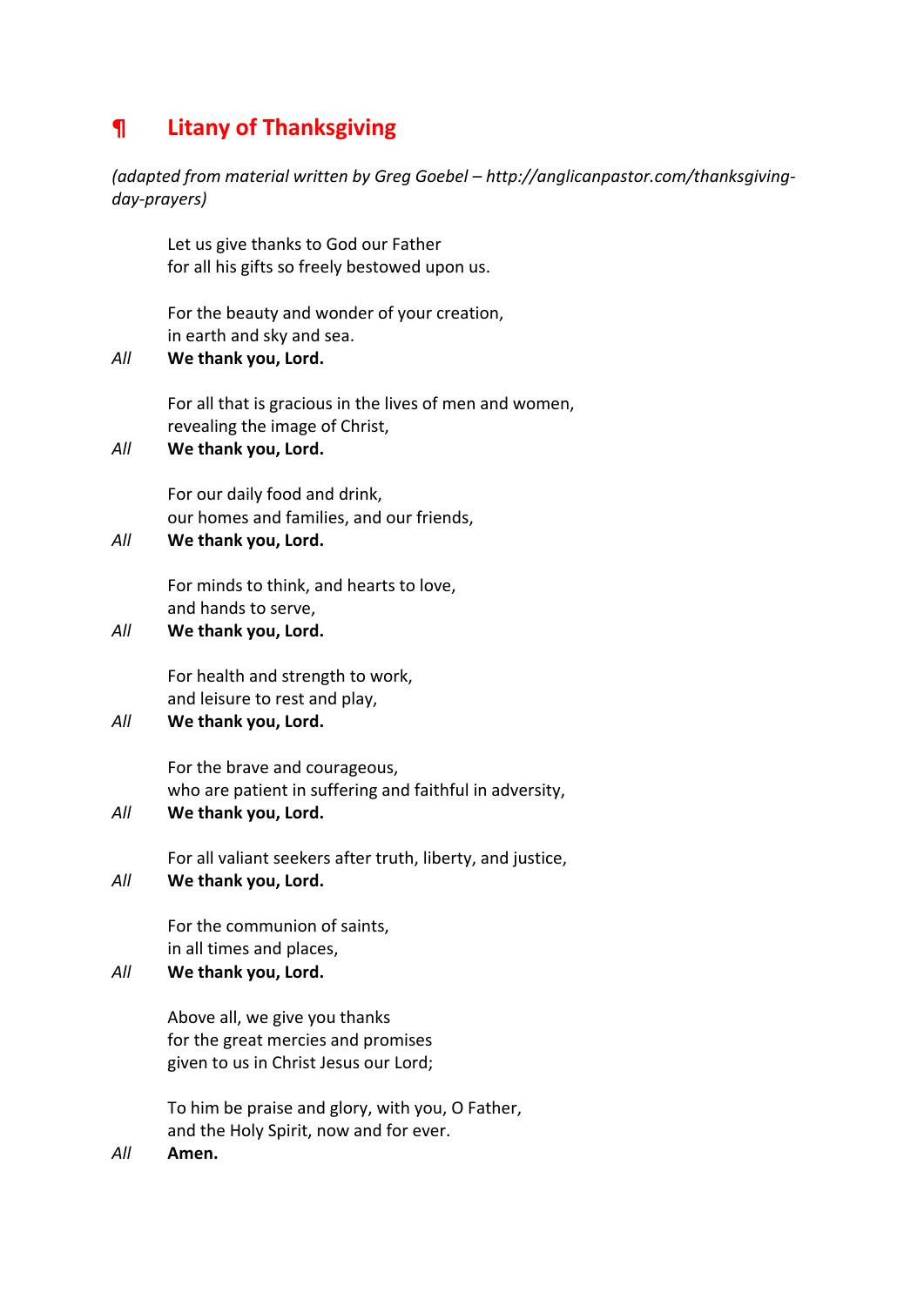## ¶ Litany of Thanksgiving

*(adapted from material written by Greg Goebel – http://anglicanpastor.com/thanksgiving-day-prayers)*

Let us give thanks to God our Father
for all his gifts so freely bestowed upon us.

For the beauty and wonder of your creation,
in earth and sky and sea.
*All* **We thank you, Lord.**

For all that is gracious in the lives of men and women,
revealing the image of Christ,
*All* **We thank you, Lord.**

For our daily food and drink,
our homes and families, and our friends,
*All* **We thank you, Lord.**

For minds to think, and hearts to love,
and hands to serve,
*All* **We thank you, Lord.**

For health and strength to work,
and leisure to rest and play,
*All* **We thank you, Lord.**

For the brave and courageous,
who are patient in suffering and faithful in adversity,
*All* **We thank you, Lord.**

For all valiant seekers after truth, liberty, and justice,
*All* **We thank you, Lord.**

For the communion of saints,
in all times and places,
*All* **We thank you, Lord.**

Above all, we give you thanks
for the great mercies and promises
given to us in Christ Jesus our Lord;

To him be praise and glory, with you, O Father,
and the Holy Spirit, now and for ever.
*All* **Amen.**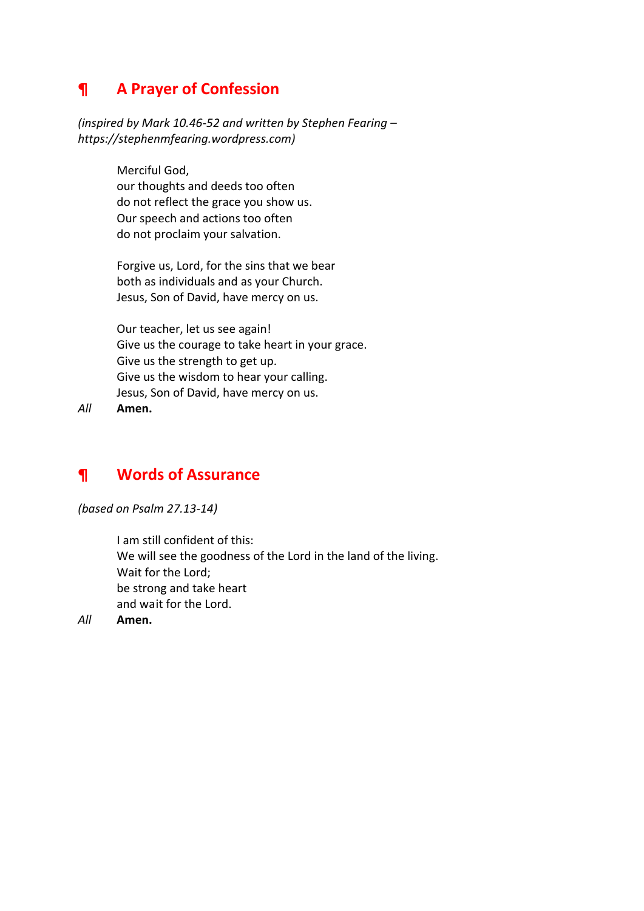## ¶ A Prayer of Confession

*(inspired by Mark 10.46-52 and written by Stephen Fearing – https://stephenmfearing.wordpress.com)*

Merciful God,  
our thoughts and deeds too often  
do not reflect the grace you show us.  
Our speech and actions too often  
do not proclaim your salvation.

Forgive us, Lord, for the sins that we bear  
both as individuals and as your Church.  
Jesus, Son of David, have mercy on us.

Our teacher, let us see again!  
Give us the courage to take heart in your grace.  
Give us the strength to get up.  
Give us the wisdom to hear your calling.  
Jesus, Son of David, have mercy on us.

*All* **Amen.**

## ¶ Words of Assurance

*(based on Psalm 27.13-14)*

I am still confident of this:  
We will see the goodness of the Lord in the land of the living.  
Wait for the Lord;  
be strong and take heart  
and wait for the Lord.

*All* **Amen.**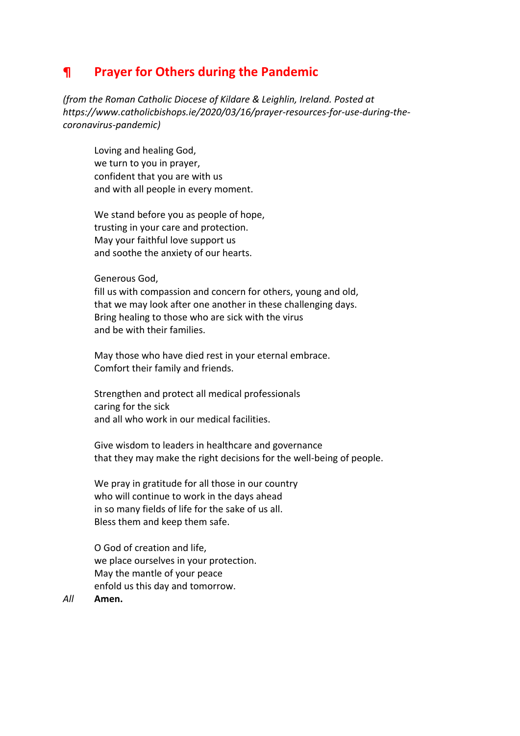## ¶ Prayer for Others during the Pandemic

*(from the Roman Catholic Diocese of Kildare & Leighlin, Ireland. Posted at https://www.catholicbishops.ie/2020/03/16/prayer-resources-for-use-during-the-coronavirus-pandemic)*

Loving and healing God,
we turn to you in prayer,
confident that you are with us
and with all people in every moment.

We stand before you as people of hope,
trusting in your care and protection.
May your faithful love support us
and soothe the anxiety of our hearts.

Generous God,
fill us with compassion and concern for others, young and old,
that we may look after one another in these challenging days.
Bring healing to those who are sick with the virus
and be with their families.

May those who have died rest in your eternal embrace.
Comfort their family and friends.

Strengthen and protect all medical professionals
caring for the sick
and all who work in our medical facilities.

Give wisdom to leaders in healthcare and governance
that they may make the right decisions for the well-being of people.

We pray in gratitude for all those in our country
who will continue to work in the days ahead
in so many fields of life for the sake of us all.
Bless them and keep them safe.

O God of creation and life,
we place ourselves in your protection.
May the mantle of your peace
enfold us this day and tomorrow.

*All* **Amen.**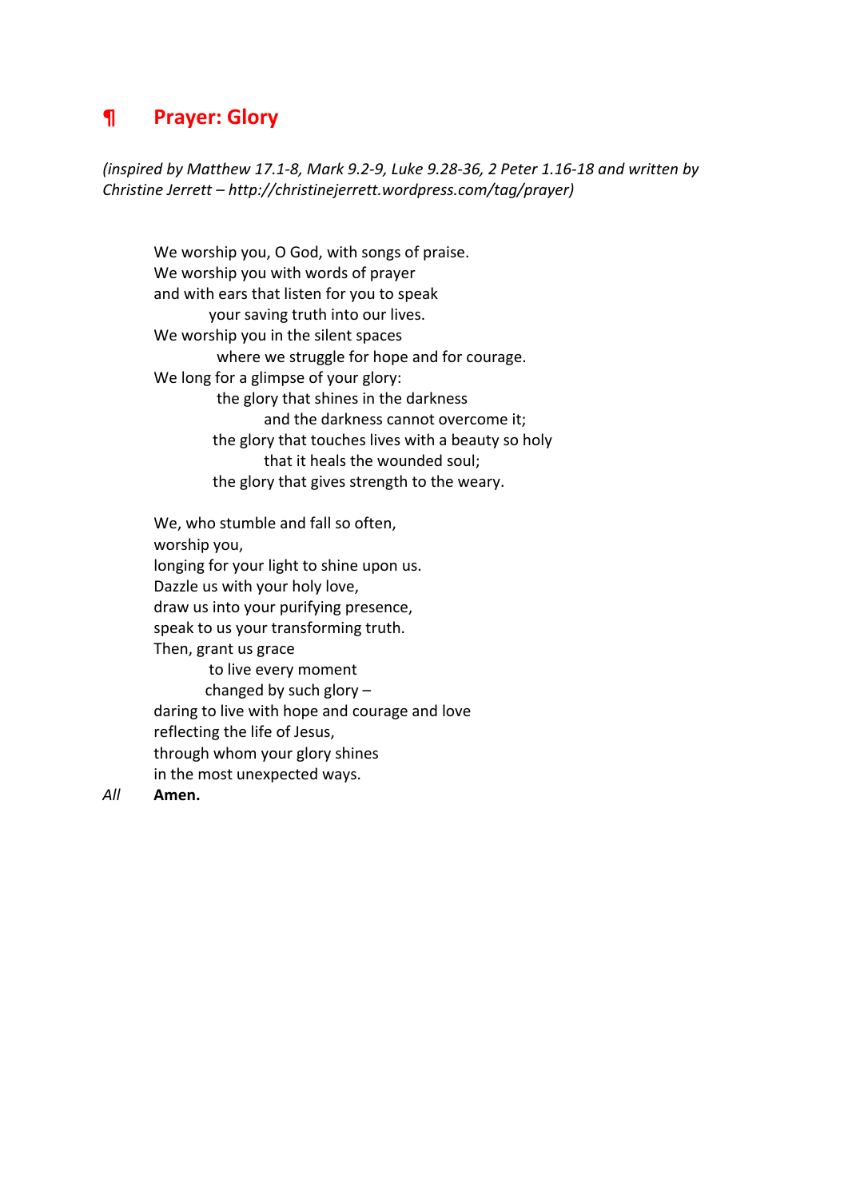## ¶ Prayer: Glory

*(inspired by Matthew 17.1-8, Mark 9.2-9, Luke 9.28-36, 2 Peter 1.16-18 and written by Christine Jerrett – http://christinejerrett.wordpress.com/tag/prayer)*

We worship you, O God, with songs of praise.  
We worship you with words of prayer  
and with ears that listen for you to speak  
    your saving truth into our lives.  
We worship you in the silent spaces  
    where we struggle for hope and for courage.  
We long for a glimpse of your glory:  
    the glory that shines in the darkness  
        and the darkness cannot overcome it;  
    the glory that touches lives with a beauty so holy  
        that it heals the wounded soul;  
    the glory that gives strength to the weary.

We, who stumble and fall so often,  
worship you,  
longing for your light to shine upon us.  
Dazzle us with your holy love,  
draw us into your purifying presence,  
speak to us your transforming truth.  
Then, grant us grace  
    to live every moment  
    changed by such glory –  
daring to live with hope and courage and love  
reflecting the life of Jesus,  
through whom your glory shines  
in the most unexpected ways.

*All* **Amen.**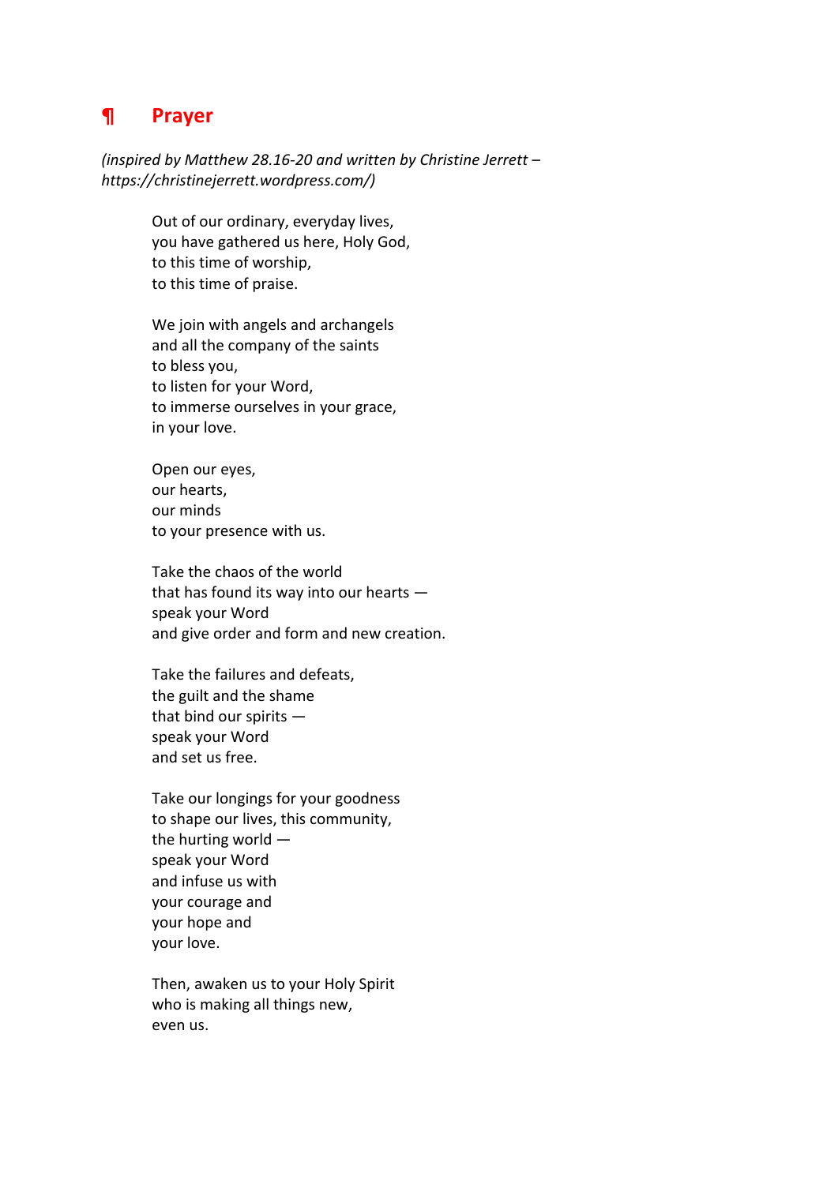## ¶ Prayer

*(inspired by Matthew 28.16-20 and written by Christine Jerrett – https://christinejerrett.wordpress.com/)*

Out of our ordinary, everyday lives,
you have gathered us here, Holy God,
to this time of worship,
to this time of praise.

We join with angels and archangels
and all the company of the saints
to bless you,
to listen for your Word,
to immerse ourselves in your grace,
in your love.

Open our eyes,
our hearts,
our minds
to your presence with us.

Take the chaos of the world
that has found its way into our hearts —
speak your Word
and give order and form and new creation.

Take the failures and defeats,
the guilt and the shame
that bind our spirits —
speak your Word
and set us free.

Take our longings for your goodness
to shape our lives, this community,
the hurting world —
speak your Word
and infuse us with
your courage and
your hope and
your love.

Then, awaken us to your Holy Spirit
who is making all things new,
even us.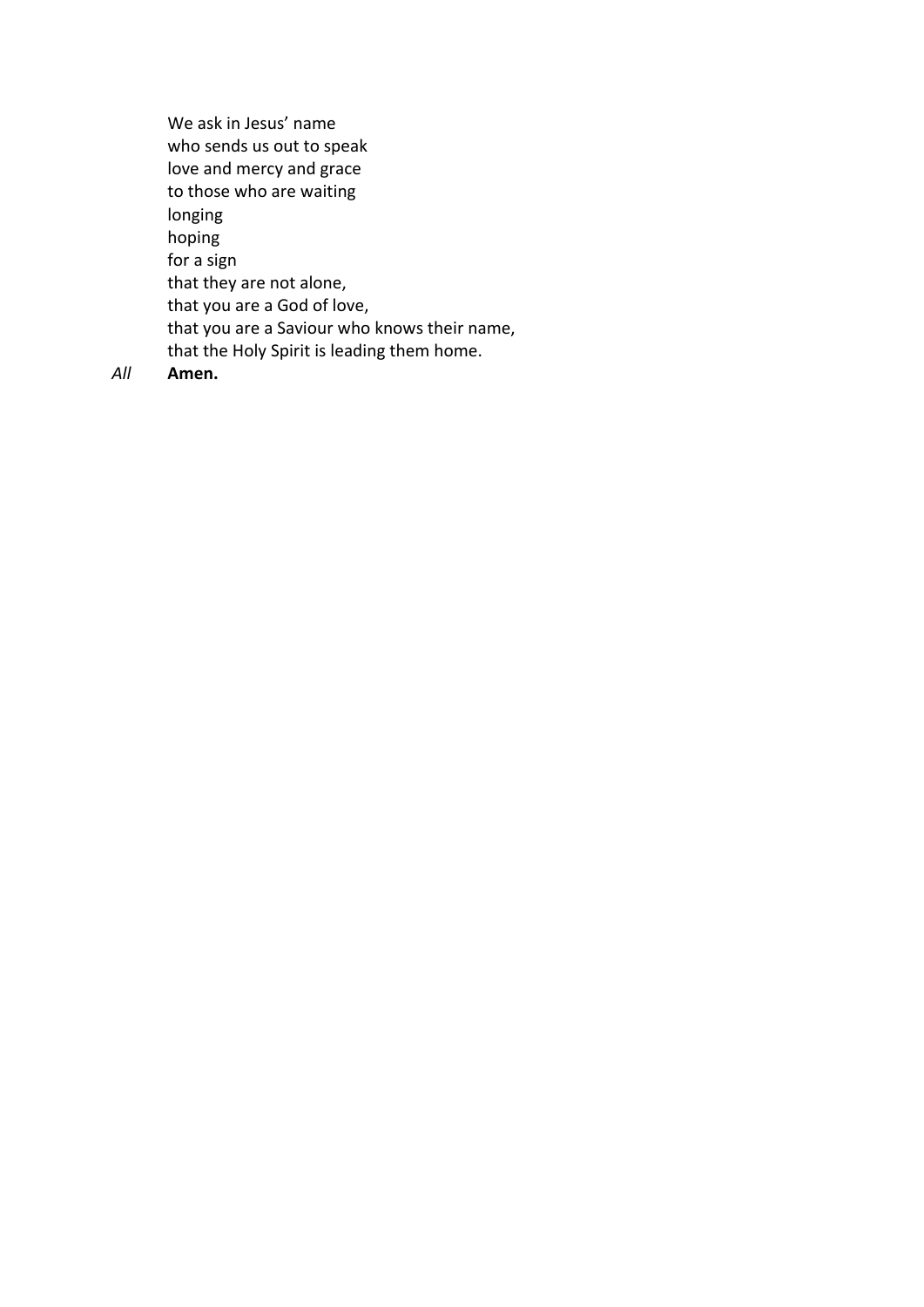We ask in Jesus' name
who sends us out to speak
love and mercy and grace
to those who are waiting
longing
hoping
for a sign
that they are not alone,
that you are a God of love,
that you are a Saviour who knows their name,
that the Holy Spirit is leading them home.

*All* **Amen.**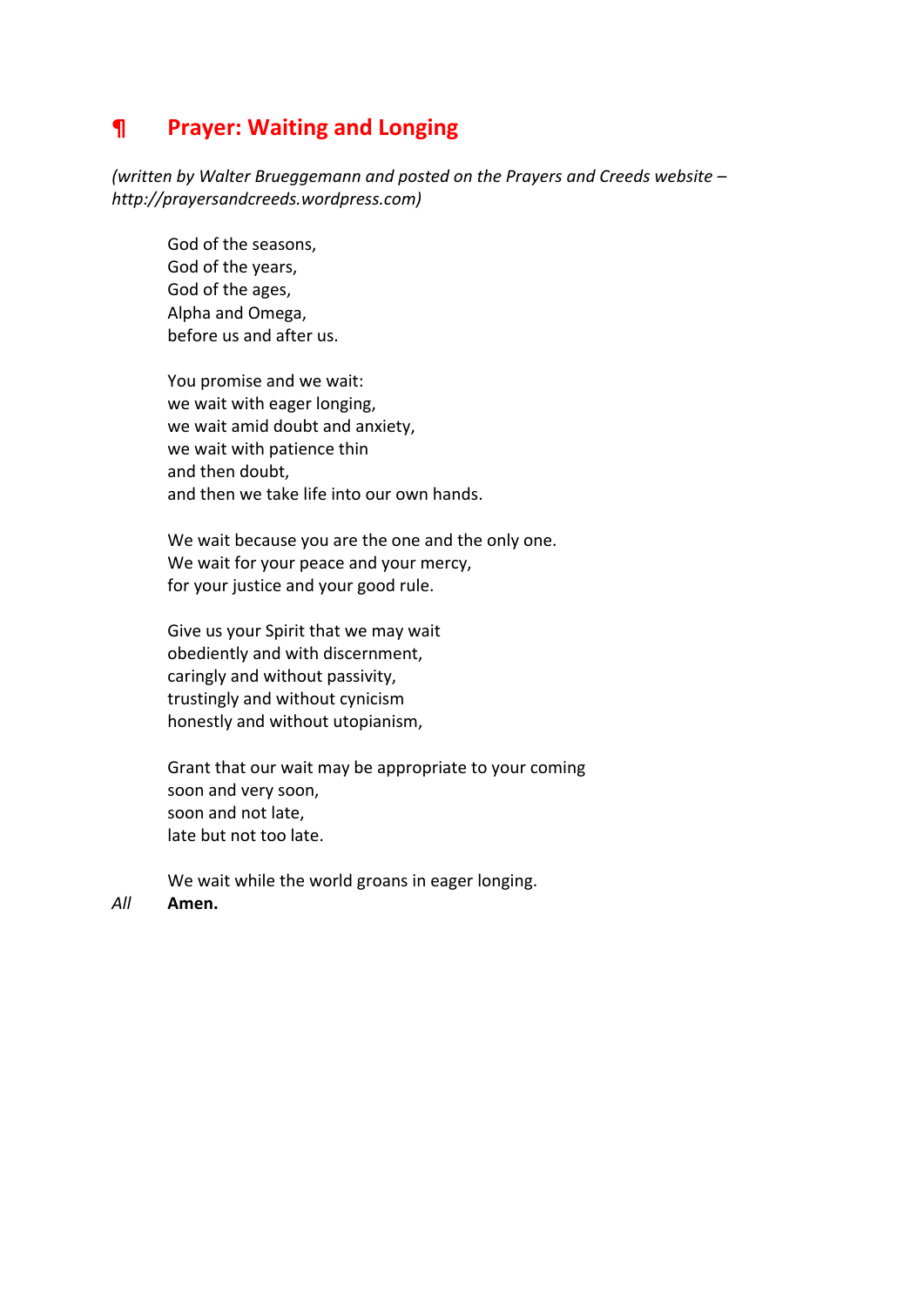## ¶ Prayer: Waiting and Longing

*(written by Walter Brueggemann and posted on the Prayers and Creeds website – http://prayersandcreeds.wordpress.com)*

God of the seasons,  
God of the years,  
God of the ages,  
Alpha and Omega,  
before us and after us.

You promise and we wait:  
we wait with eager longing,  
we wait amid doubt and anxiety,  
we wait with patience thin  
and then doubt,  
and then we take life into our own hands.

We wait because you are the one and the only one.  
We wait for your peace and your mercy,  
for your justice and your good rule.

Give us your Spirit that we may wait  
obediently and with discernment,  
caringly and without passivity,  
trustingly and without cynicism  
honestly and without utopianism,

Grant that our wait may be appropriate to your coming  
soon and very soon,  
soon and not late,  
late but not too late.

We wait while the world groans in eager longing.

*All* **Amen.**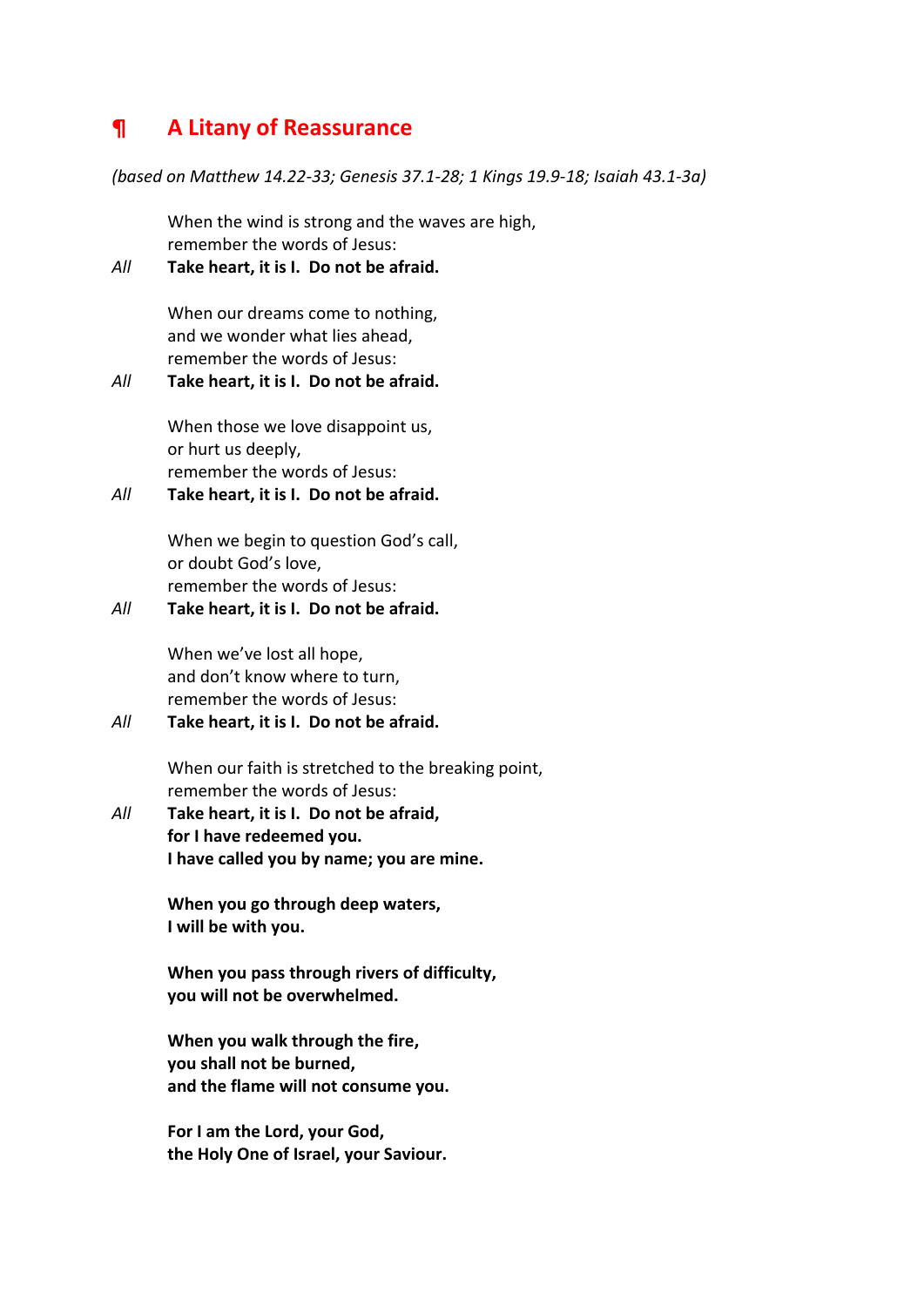## ¶ A Litany of Reassurance

*(based on Matthew 14.22-33; Genesis 37.1-28; 1 Kings 19.9-18; Isaiah 43.1-3a)*

When the wind is strong and the waves are high,
remember the words of Jesus:

*All* **Take heart, it is I. Do not be afraid.**

When our dreams come to nothing,
and we wonder what lies ahead,
remember the words of Jesus:

*All* **Take heart, it is I. Do not be afraid.**

When those we love disappoint us,
or hurt us deeply,
remember the words of Jesus:

*All* **Take heart, it is I. Do not be afraid.**

When we begin to question God's call,
or doubt God's love,
remember the words of Jesus:

*All* **Take heart, it is I. Do not be afraid.**

When we've lost all hope,
and don't know where to turn,
remember the words of Jesus:

*All* **Take heart, it is I. Do not be afraid.**

When our faith is stretched to the breaking point,
remember the words of Jesus:

*All* **Take heart, it is I. Do not be afraid,
for I have redeemed you.
I have called you by name; you are mine.**

**When you go through deep waters,
I will be with you.**

**When you pass through rivers of difficulty,
you will not be overwhelmed.**

**When you walk through the fire,
you shall not be burned,
and the flame will not consume you.**

**For I am the Lord, your God,
the Holy One of Israel, your Saviour.**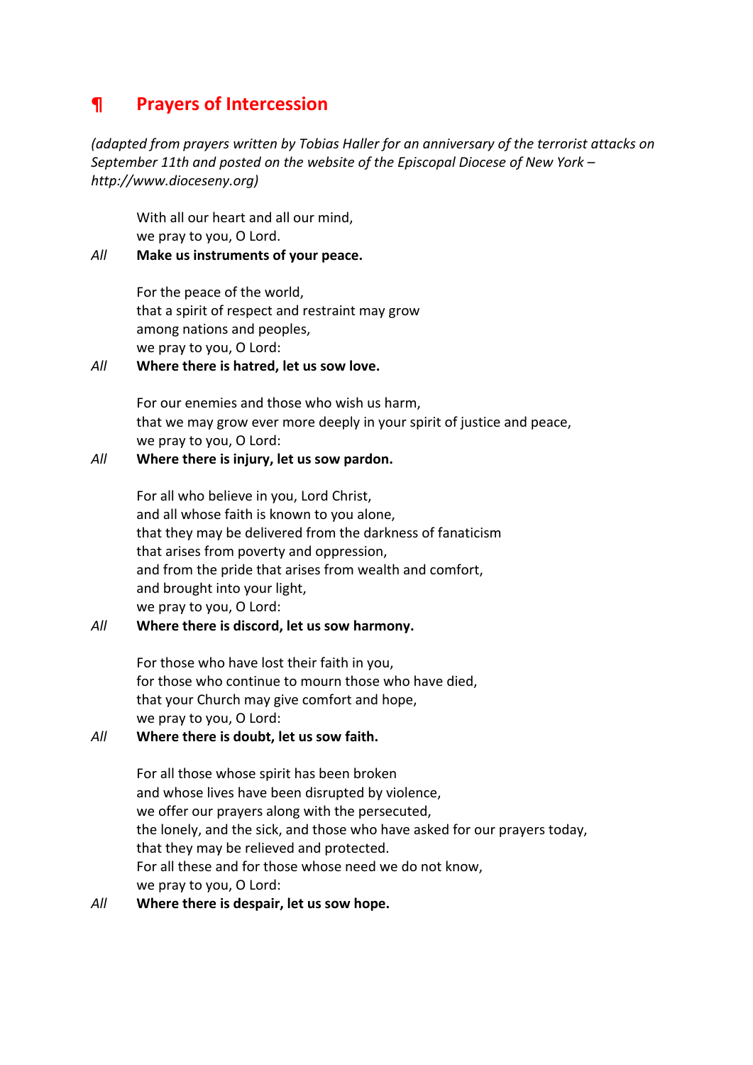## ¶ Prayers of Intercession

*(adapted from prayers written by Tobias Haller for an anniversary of the terrorist attacks on September 11th and posted on the website of the Episcopal Diocese of New York – http://www.dioceseny.org)*

With all our heart and all our mind,
we pray to you, O Lord.

*All* **Make us instruments of your peace.**

For the peace of the world,
that a spirit of respect and restraint may grow
among nations and peoples,
we pray to you, O Lord:

*All* **Where there is hatred, let us sow love.**

For our enemies and those who wish us harm,
that we may grow ever more deeply in your spirit of justice and peace,
we pray to you, O Lord:

*All* **Where there is injury, let us sow pardon.**

For all who believe in you, Lord Christ,
and all whose faith is known to you alone,
that they may be delivered from the darkness of fanaticism
that arises from poverty and oppression,
and from the pride that arises from wealth and comfort,
and brought into your light,
we pray to you, O Lord:

*All* **Where there is discord, let us sow harmony.**

For those who have lost their faith in you,
for those who continue to mourn those who have died,
that your Church may give comfort and hope,
we pray to you, O Lord:

*All* **Where there is doubt, let us sow faith.**

For all those whose spirit has been broken
and whose lives have been disrupted by violence,
we offer our prayers along with the persecuted,
the lonely, and the sick, and those who have asked for our prayers today,
that they may be relieved and protected.
For all these and for those whose need we do not know,
we pray to you, O Lord:

*All* **Where there is despair, let us sow hope.**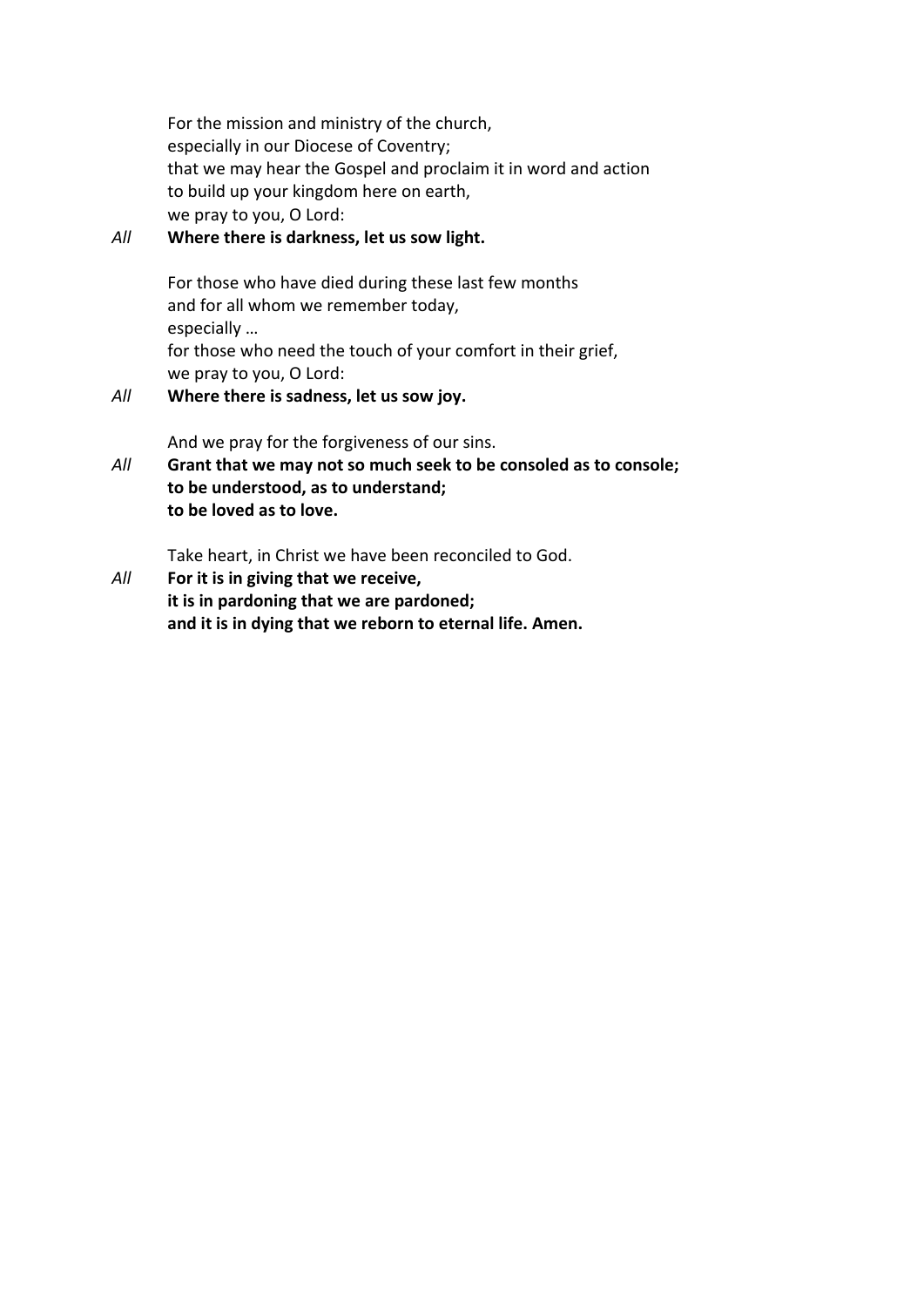For the mission and ministry of the church,
especially in our Diocese of Coventry;
that we may hear the Gospel and proclaim it in word and action
to build up your kingdom here on earth,
we pray to you, O Lord:

*All* **Where there is darkness, let us sow light.**

For those who have died during these last few months
and for all whom we remember today,
especially …
for those who need the touch of your comfort in their grief,
we pray to you, O Lord:

*All* **Where there is sadness, let us sow joy.**

And we pray for the forgiveness of our sins.

*All* **Grant that we may not so much seek to be consoled as to console;**
**to be understood, as to understand;**
**to be loved as to love.**

Take heart, in Christ we have been reconciled to God.

*All* **For it is in giving that we receive,**
**it is in pardoning that we are pardoned;**
**and it is in dying that we reborn to eternal life. Amen.**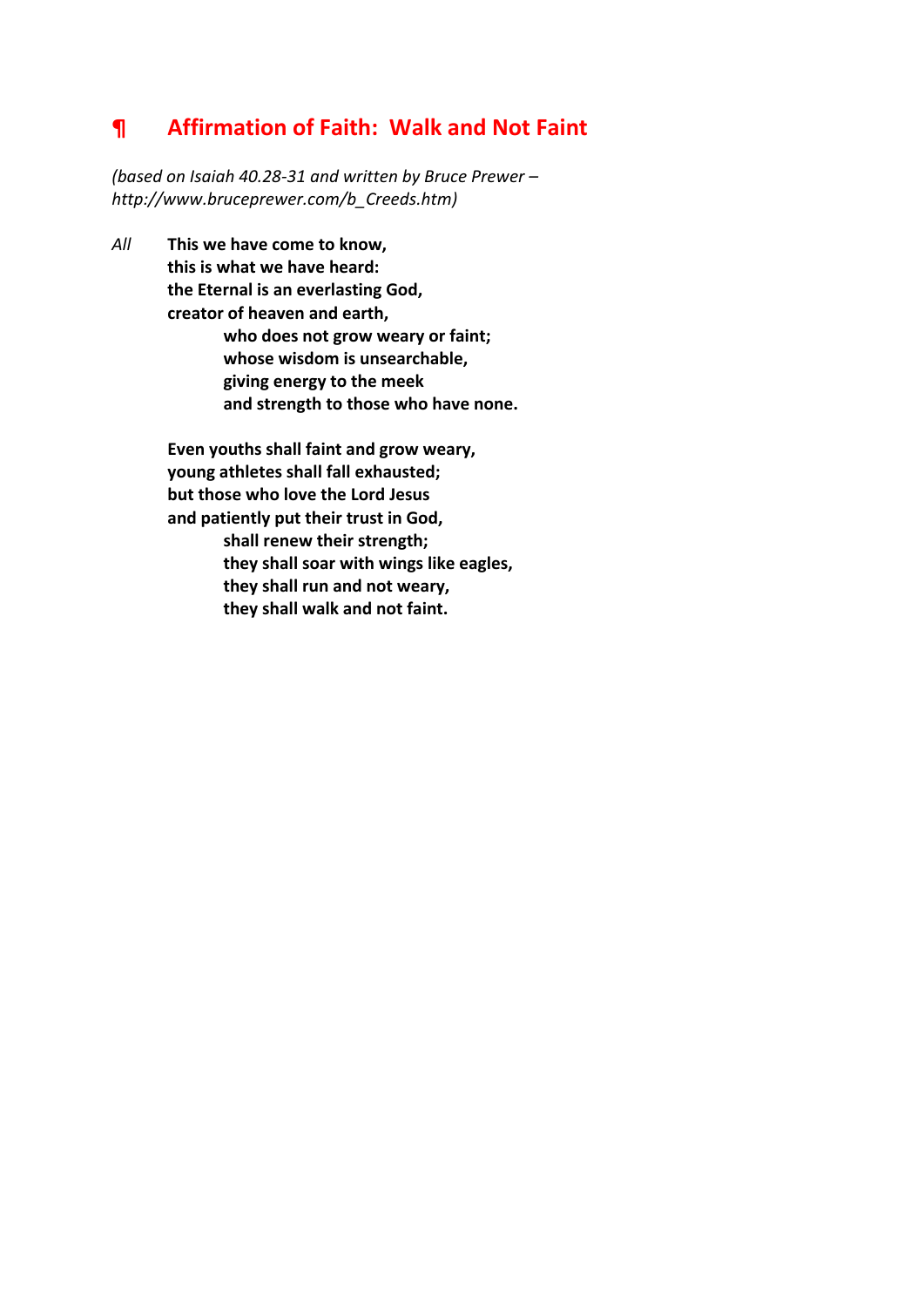## ¶ Affirmation of Faith: Walk and Not Faint

*(based on Isaiah 40.28-31 and written by Bruce Prewer – http://www.bruceprewer.com/b_Creeds.htm)*

*All* **This we have come to know,**
**this is what we have heard:**
**the Eternal is an everlasting God,**
**creator of heaven and earth,**
**who does not grow weary or faint;**
**whose wisdom is unsearchable,**
**giving energy to the meek**
**and strength to those who have none.**

**Even youths shall faint and grow weary,**
**young athletes shall fall exhausted;**
**but those who love the Lord Jesus**
**and patiently put their trust in God,**
**shall renew their strength;**
**they shall soar with wings like eagles,**
**they shall run and not weary,**
**they shall walk and not faint.**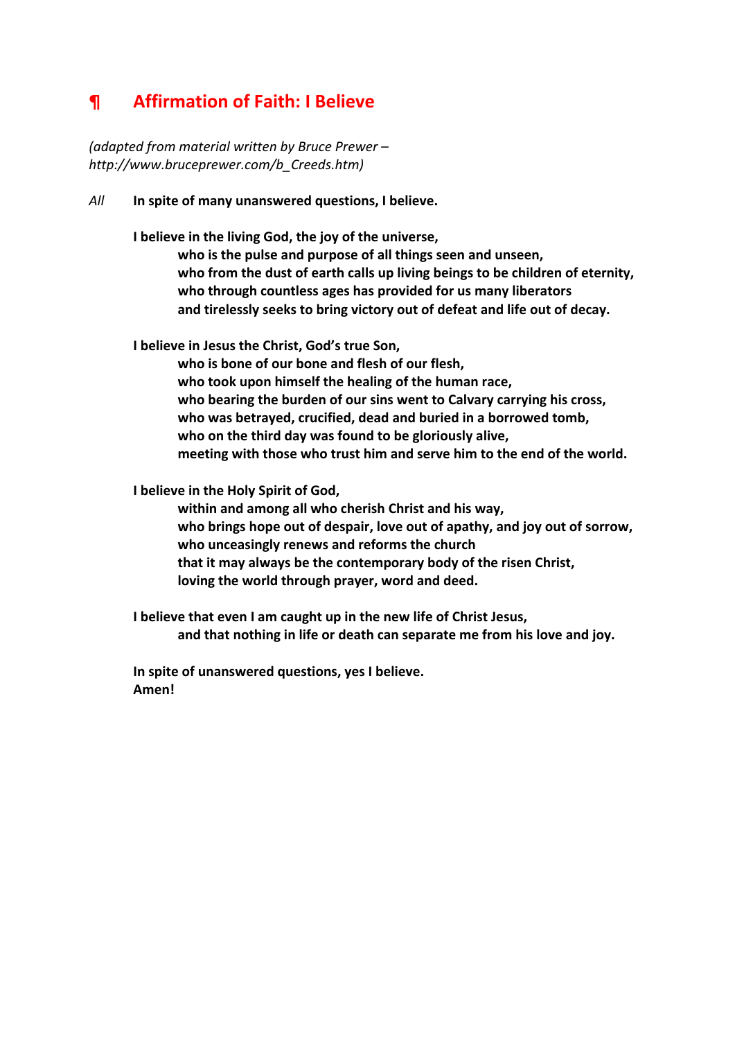## ¶ Affirmation of Faith: I Believe

*(adapted from material written by Bruce Prewer – http://www.bruceprewer.com/b_Creeds.htm)*

*All* **In spite of many unanswered questions, I believe.**

**I believe in the living God, the joy of the universe,**
**who is the pulse and purpose of all things seen and unseen,**
**who from the dust of earth calls up living beings to be children of eternity,**
**who through countless ages has provided for us many liberators**
**and tirelessly seeks to bring victory out of defeat and life out of decay.**

**I believe in Jesus the Christ, God's true Son,**
**who is bone of our bone and flesh of our flesh,**
**who took upon himself the healing of the human race,**
**who bearing the burden of our sins went to Calvary carrying his cross,**
**who was betrayed, crucified, dead and buried in a borrowed tomb,**
**who on the third day was found to be gloriously alive,**
**meeting with those who trust him and serve him to the end of the world.**

**I believe in the Holy Spirit of God,**
**within and among all who cherish Christ and his way,**
**who brings hope out of despair, love out of apathy, and joy out of sorrow,**
**who unceasingly renews and reforms the church**
**that it may always be the contemporary body of the risen Christ,**
**loving the world through prayer, word and deed.**

**I believe that even I am caught up in the new life of Christ Jesus,**
**and that nothing in life or death can separate me from his love and joy.**

**In spite of unanswered questions, yes I believe.**
**Amen!**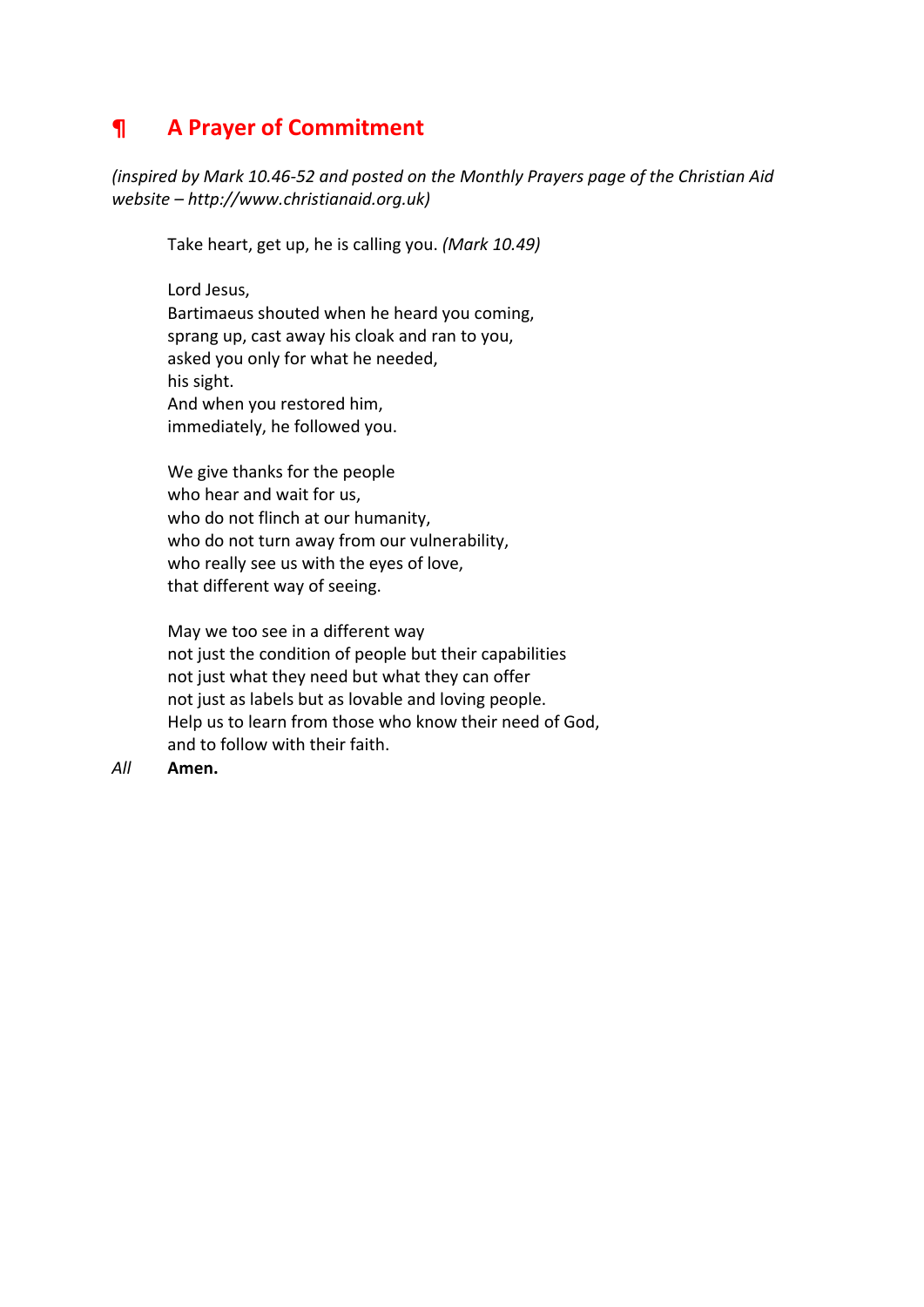## ¶ A Prayer of Commitment

*(inspired by Mark 10.46-52 and posted on the Monthly Prayers page of the Christian Aid website – http://www.christianaid.org.uk)*

Take heart, get up, he is calling you. *(Mark 10.49)*

Lord Jesus,
Bartimaeus shouted when he heard you coming,
sprang up, cast away his cloak and ran to you,
asked you only for what he needed,
his sight.
And when you restored him,
immediately, he followed you.

We give thanks for the people
who hear and wait for us,
who do not flinch at our humanity,
who do not turn away from our vulnerability,
who really see us with the eyes of love,
that different way of seeing.

May we too see in a different way
not just the condition of people but their capabilities
not just what they need but what they can offer
not just as labels but as lovable and loving people.
Help us to learn from those who know their need of God,
and to follow with their faith.

*All* **Amen.**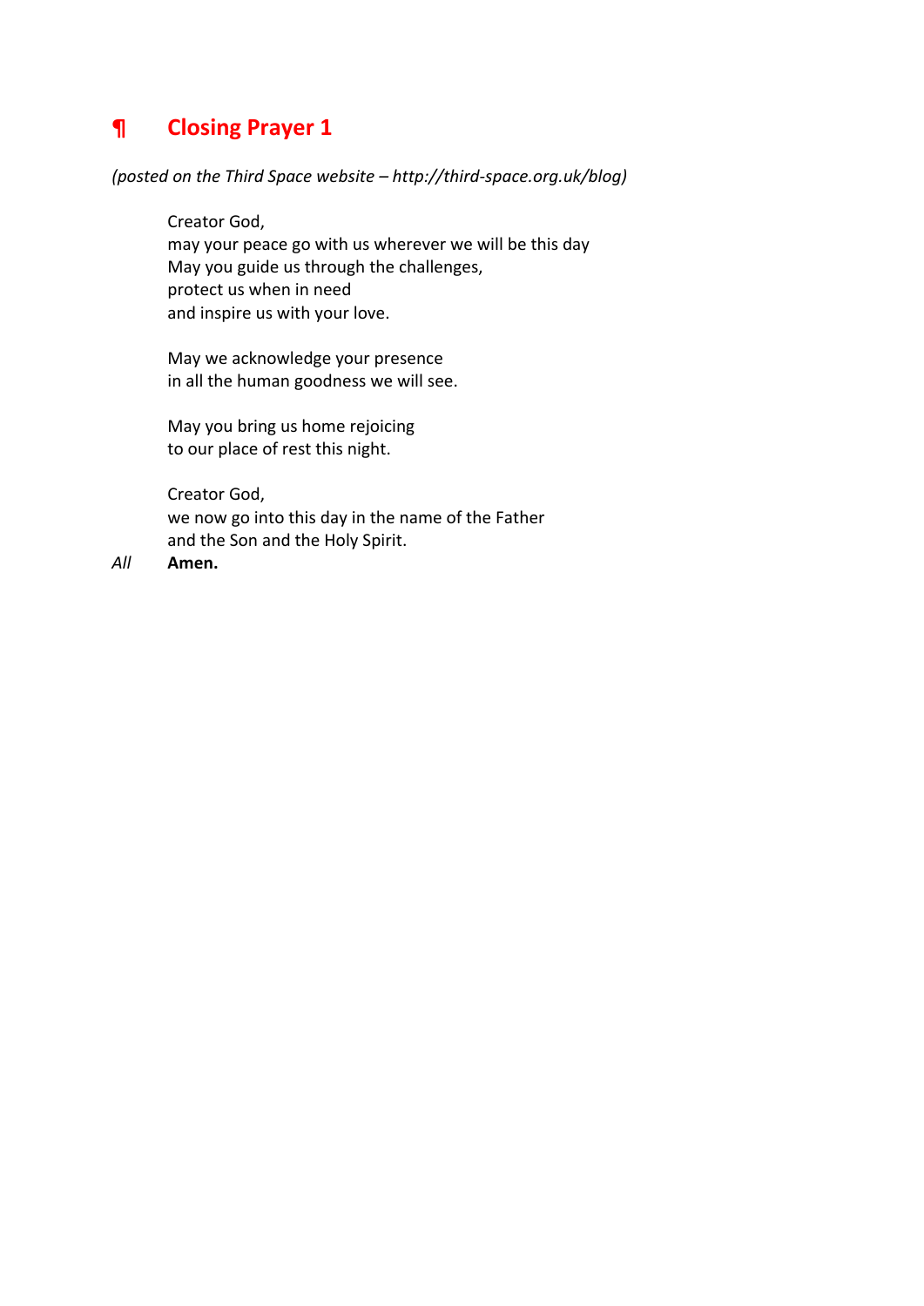## ¶ Closing Prayer 1

*(posted on the Third Space website – http://third-space.org.uk/blog)*

Creator God,
may your peace go with us wherever we will be this day
May you guide us through the challenges,
protect us when in need
and inspire us with your love.

May we acknowledge your presence
in all the human goodness we will see.

May you bring us home rejoicing
to our place of rest this night.

Creator God,
we now go into this day in the name of the Father
and the Son and the Holy Spirit.

*All* **Amen.**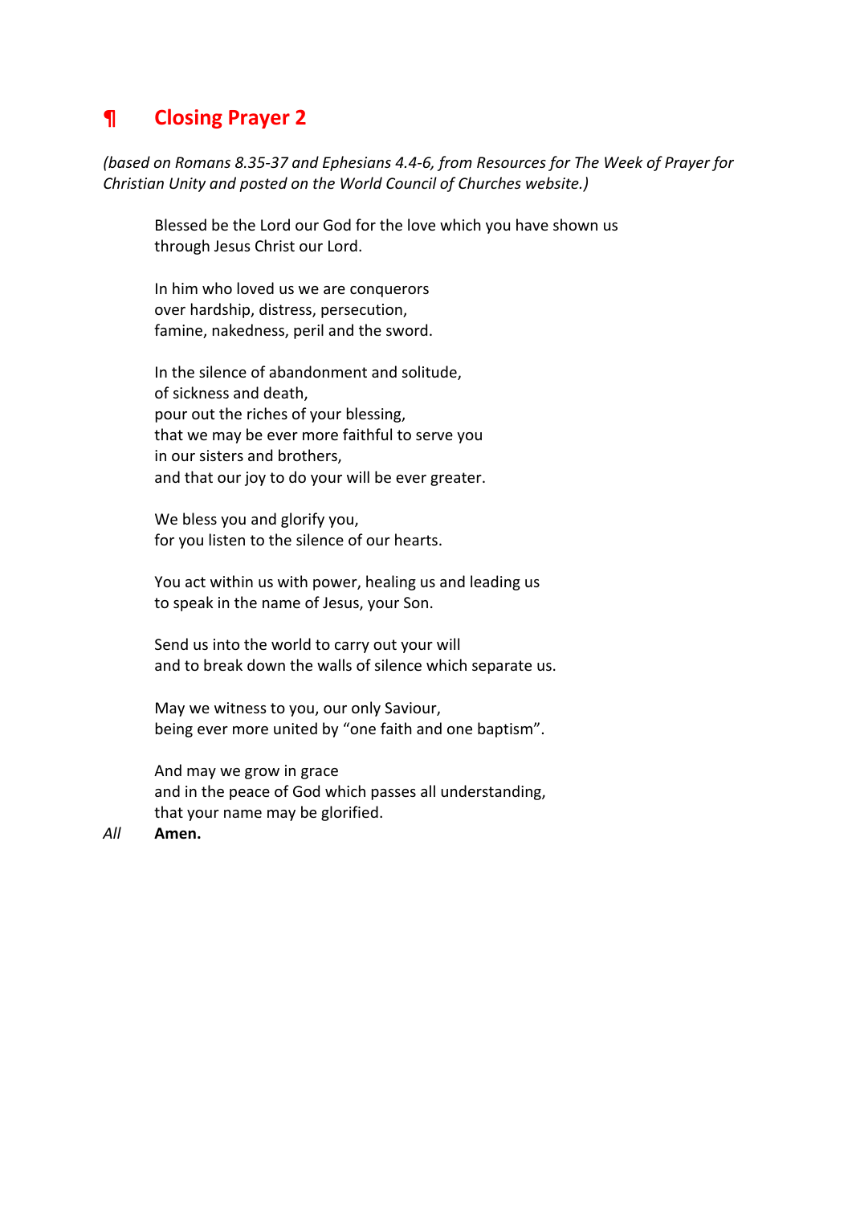## ¶ Closing Prayer 2

*(based on Romans 8.35-37 and Ephesians 4.4-6, from Resources for The Week of Prayer for Christian Unity and posted on the World Council of Churches website.)*

Blessed be the Lord our God for the love which you have shown us
through Jesus Christ our Lord.

In him who loved us we are conquerors
over hardship, distress, persecution,
famine, nakedness, peril and the sword.

In the silence of abandonment and solitude,
of sickness and death,
pour out the riches of your blessing,
that we may be ever more faithful to serve you
in our sisters and brothers,
and that our joy to do your will be ever greater.

We bless you and glorify you,
for you listen to the silence of our hearts.

You act within us with power, healing us and leading us
to speak in the name of Jesus, your Son.

Send us into the world to carry out your will
and to break down the walls of silence which separate us.

May we witness to you, our only Saviour,
being ever more united by "one faith and one baptism".

And may we grow in grace
and in the peace of God which passes all understanding,
that your name may be glorified.

*All* **Amen.**